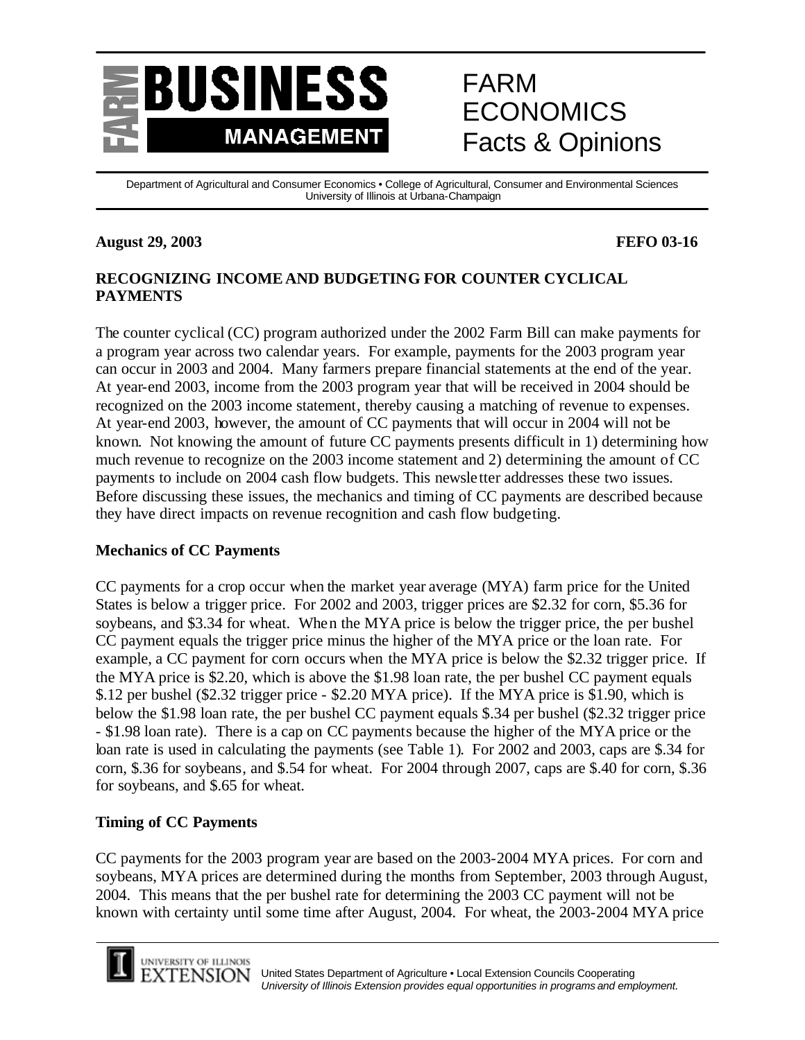# FARM BUSINESS MANAGEMENT

# FARM ECONOMICS Facts & Opinions

Department of Agricultural and Consumer Economics • College of Agricultural, Consumer and Environmental Sciences
University of Illinois at Urbana-Champaign

**August 29, 2003** **FEFO 03-16**

## RECOGNIZING INCOME AND BUDGETING FOR COUNTER CYCLICAL PAYMENTS

The counter cyclical (CC) program authorized under the 2002 Farm Bill can make payments for a program year across two calendar years. For example, payments for the 2003 program year can occur in 2003 and 2004. Many farmers prepare financial statements at the end of the year. At year-end 2003, income from the 2003 program year that will be received in 2004 should be recognized on the 2003 income statement, thereby causing a matching of revenue to expenses. At year-end 2003, however, the amount of CC payments that will occur in 2004 will not be known. Not knowing the amount of future CC payments presents difficult in 1) determining how much revenue to recognize on the 2003 income statement and 2) determining the amount of CC payments to include on 2004 cash flow budgets. This newsletter addresses these two issues. Before discussing these issues, the mechanics and timing of CC payments are described because they have direct impacts on revenue recognition and cash flow budgeting.

### Mechanics of CC Payments

CC payments for a crop occur when the market year average (MYA) farm price for the United States is below a trigger price. For 2002 and 2003, trigger prices are $2.32 for corn, $5.36 for soybeans, and $3.34 for wheat. When the MYA price is below the trigger price, the per bushel CC payment equals the trigger price minus the higher of the MYA price or the loan rate. For example, a CC payment for corn occurs when the MYA price is below the $2.32 trigger price. If the MYA price is $2.20, which is above the $1.98 loan rate, the per bushel CC payment equals $.12 per bushel ($2.32 trigger price - $2.20 MYA price). If the MYA price is $1.90, which is below the $1.98 loan rate, the per bushel CC payment equals $.34 per bushel ($2.32 trigger price - $1.98 loan rate). There is a cap on CC payments because the higher of the MYA price or the loan rate is used in calculating the payments (see Table 1). For 2002 and 2003, caps are $.34 for corn, $.36 for soybeans, and $.54 for wheat. For 2004 through 2007, caps are $.40 for corn, $.36 for soybeans, and $.65 for wheat.

### Timing of CC Payments

CC payments for the 2003 program year are based on the 2003-2004 MYA prices. For corn and soybeans, MYA prices are determined during the months from September, 2003 through August, 2004. This means that the per bushel rate for determining the 2003 CC payment will not be known with certainty until some time after August, 2004. For wheat, the 2003-2004 MYA price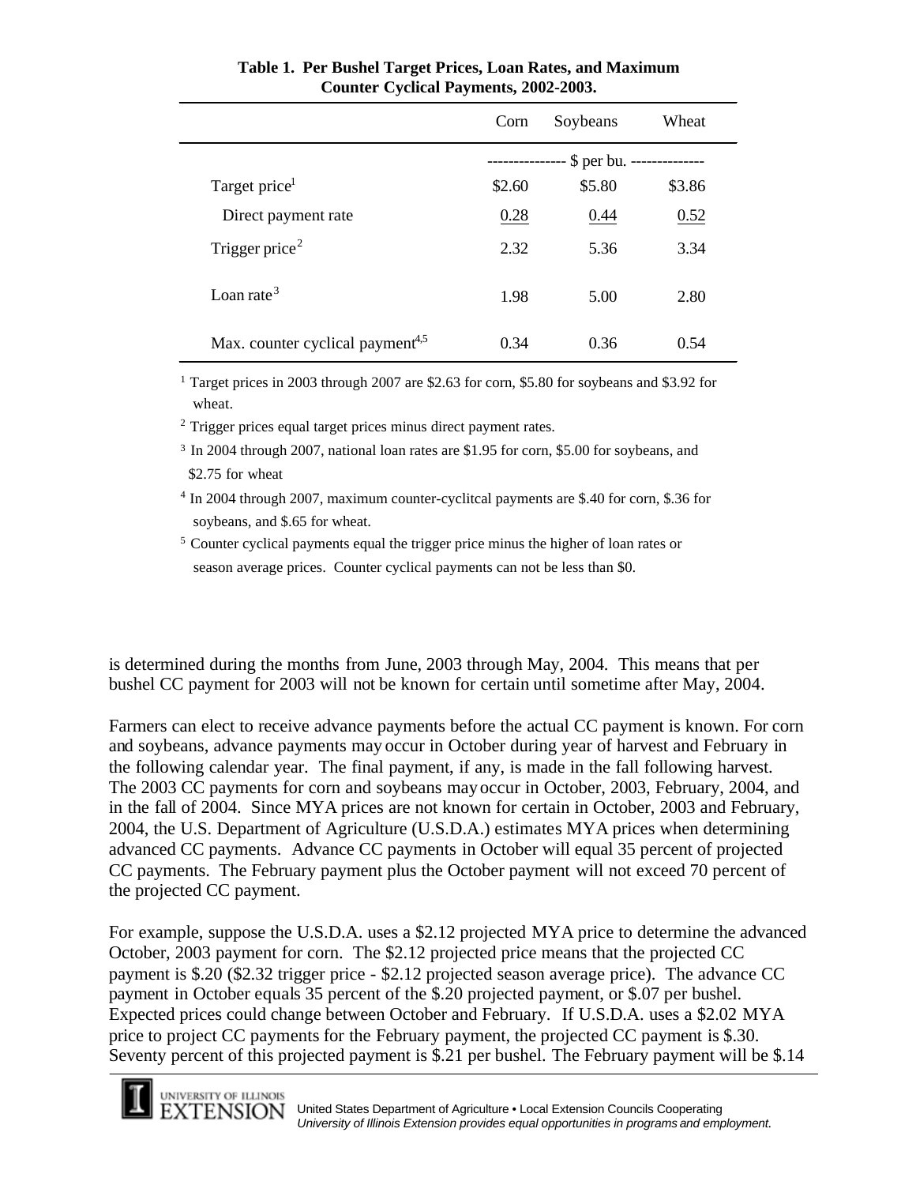**Table 1. Per Bushel Target Prices, Loan Rates, and Maximum Counter Cyclical Payments, 2002-2003.**

| | Corn | Soybeans | Wheat |
|---|---|---|---|
| | -------------- | $ per bu. | -------------- |
| Target price[1] | $2.60 | $5.80 | $3.86 |
| Direct payment rate | 0.28 | 0.44 | 0.52 |
| Trigger price[2] | 2.32 | 5.36 | 3.34 |
| Loan rate[3] | 1.98 | 5.00 | 2.80 |
| Max. counter cyclical payment[4,5] | 0.34 | 0.36 | 0.54 |

[1] Target prices in 2003 through 2007 are $2.63 for corn, $5.80 for soybeans and $3.92 for wheat.

[2] Trigger prices equal target prices minus direct payment rates.

[3] In 2004 through 2007, national loan rates are $1.95 for corn, $5.00 for soybeans, and $2.75 for wheat

[4] In 2004 through 2007, maximum counter-cyclitcal payments are $.40 for corn, $.36 for soybeans, and $.65 for wheat.

[5] Counter cyclical payments equal the trigger price minus the higher of loan rates or season average prices. Counter cyclical payments can not be less than $0.

is determined during the months from June, 2003 through May, 2004. This means that per bushel CC payment for 2003 will not be known for certain until sometime after May, 2004.

Farmers can elect to receive advance payments before the actual CC payment is known. For corn and soybeans, advance payments may occur in October during year of harvest and February in the following calendar year. The final payment, if any, is made in the fall following harvest. The 2003 CC payments for corn and soybeans may occur in October, 2003, February, 2004, and in the fall of 2004. Since MYA prices are not known for certain in October, 2003 and February, 2004, the U.S. Department of Agriculture (U.S.D.A.) estimates MYA prices when determining advanced CC payments. Advance CC payments in October will equal 35 percent of projected CC payments. The February payment plus the October payment will not exceed 70 percent of the projected CC payment.

For example, suppose the U.S.D.A. uses a $2.12 projected MYA price to determine the advanced October, 2003 payment for corn. The $2.12 projected price means that the projected CC payment is $.20 ($2.32 trigger price - $2.12 projected season average price). The advance CC payment in October equals 35 percent of the $.20 projected payment, or $.07 per bushel. Expected prices could change between October and February. If U.S.D.A. uses a $2.02 MYA price to project CC payments for the February payment, the projected CC payment is $.30. Seventy percent of this projected payment is $.21 per bushel. The February payment will be $.14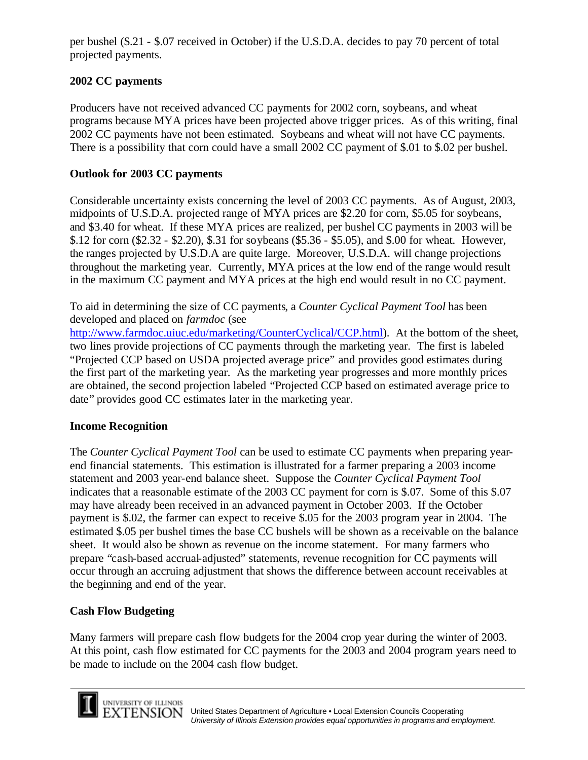per bushel (\$.21 - \$.07 received in October) if the U.S.D.A. decides to pay 70 percent of total projected payments.

**2002 CC payments**

Producers have not received advanced CC payments for 2002 corn, soybeans, and wheat programs because MYA prices have been projected above trigger prices. As of this writing, final 2002 CC payments have not been estimated. Soybeans and wheat will not have CC payments. There is a possibility that corn could have a small 2002 CC payment of \$.01 to \$.02 per bushel.

**Outlook for 2003 CC payments**

Considerable uncertainty exists concerning the level of 2003 CC payments. As of August, 2003, midpoints of U.S.D.A. projected range of MYA prices are \$2.20 for corn, \$5.05 for soybeans, and \$3.40 for wheat. If these MYA prices are realized, per bushel CC payments in 2003 will be \$.12 for corn (\$2.32 - \$2.20), \$.31 for soybeans (\$5.36 - \$5.05), and \$.00 for wheat. However, the ranges projected by U.S.D.A are quite large. Moreover, U.S.D.A. will change projections throughout the marketing year. Currently, MYA prices at the low end of the range would result in the maximum CC payment and MYA prices at the high end would result in no CC payment.

To aid in determining the size of CC payments, a *Counter Cyclical Payment Tool* has been developed and placed on *farmdoc* (see http://www.farmdoc.uiuc.edu/marketing/CounterCyclical/CCP.html). At the bottom of the sheet, two lines provide projections of CC payments through the marketing year. The first is labeled "Projected CCP based on USDA projected average price" and provides good estimates during the first part of the marketing year. As the marketing year progresses and more monthly prices are obtained, the second projection labeled "Projected CCP based on estimated average price to date" provides good CC estimates later in the marketing year.

**Income Recognition**

The *Counter Cyclical Payment Tool* can be used to estimate CC payments when preparing year-end financial statements. This estimation is illustrated for a farmer preparing a 2003 income statement and 2003 year-end balance sheet. Suppose the *Counter Cyclical Payment Tool* indicates that a reasonable estimate of the 2003 CC payment for corn is \$.07. Some of this \$.07 may have already been received in an advanced payment in October 2003. If the October payment is \$.02, the farmer can expect to receive \$.05 for the 2003 program year in 2004. The estimated \$.05 per bushel times the base CC bushels will be shown as a receivable on the balance sheet. It would also be shown as revenue on the income statement. For many farmers who prepare "cash-based accrual-adjusted" statements, revenue recognition for CC payments will occur through an accruing adjustment that shows the difference between account receivables at the beginning and end of the year.

**Cash Flow Budgeting**

Many farmers will prepare cash flow budgets for the 2004 crop year during the winter of 2003. At this point, cash flow estimated for CC payments for the 2003 and 2004 program years need to be made to include on the 2004 cash flow budget.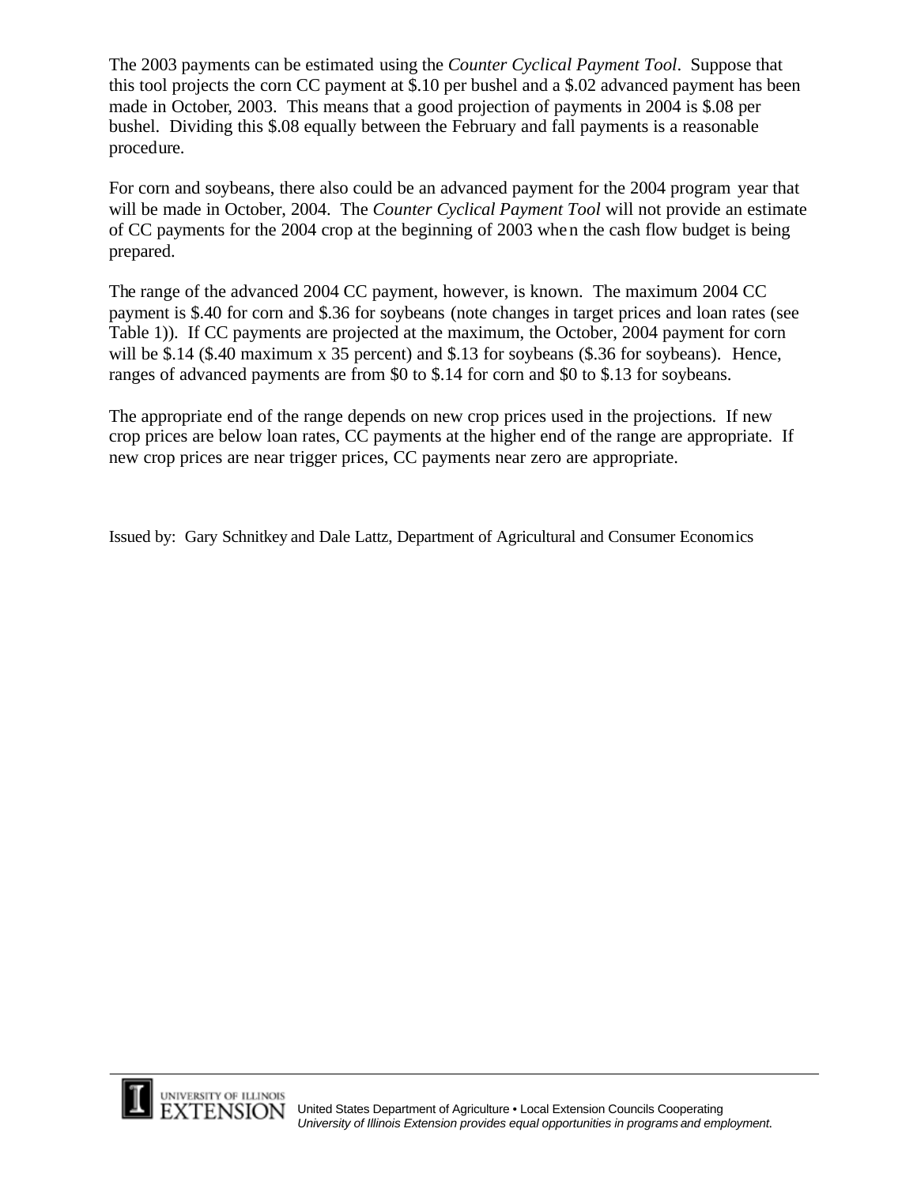The 2003 payments can be estimated using the *Counter Cyclical Payment Tool*. Suppose that this tool projects the corn CC payment at $.10 per bushel and a $.02 advanced payment has been made in October, 2003. This means that a good projection of payments in 2004 is $.08 per bushel. Dividing this $.08 equally between the February and fall payments is a reasonable procedure.

For corn and soybeans, there also could be an advanced payment for the 2004 program year that will be made in October, 2004. The *Counter Cyclical Payment Tool* will not provide an estimate of CC payments for the 2004 crop at the beginning of 2003 when the cash flow budget is being prepared.

The range of the advanced 2004 CC payment, however, is known. The maximum 2004 CC payment is $.40 for corn and $.36 for soybeans (note changes in target prices and loan rates (see Table 1)). If CC payments are projected at the maximum, the October, 2004 payment for corn will be $.14 ($.40 maximum x 35 percent) and $.13 for soybeans ($.36 for soybeans). Hence, ranges of advanced payments are from $0 to $.14 for corn and $0 to $.13 for soybeans.

The appropriate end of the range depends on new crop prices used in the projections. If new crop prices are below loan rates, CC payments at the higher end of the range are appropriate. If new crop prices are near trigger prices, CC payments near zero are appropriate.

Issued by: Gary Schnitkey and Dale Lattz, Department of Agricultural and Consumer Economics

UNIVERSITY OF ILLINOIS EXTENSION United States Department of Agriculture • Local Extension Councils Cooperating
*University of Illinois Extension provides equal opportunities in programs and employment.*